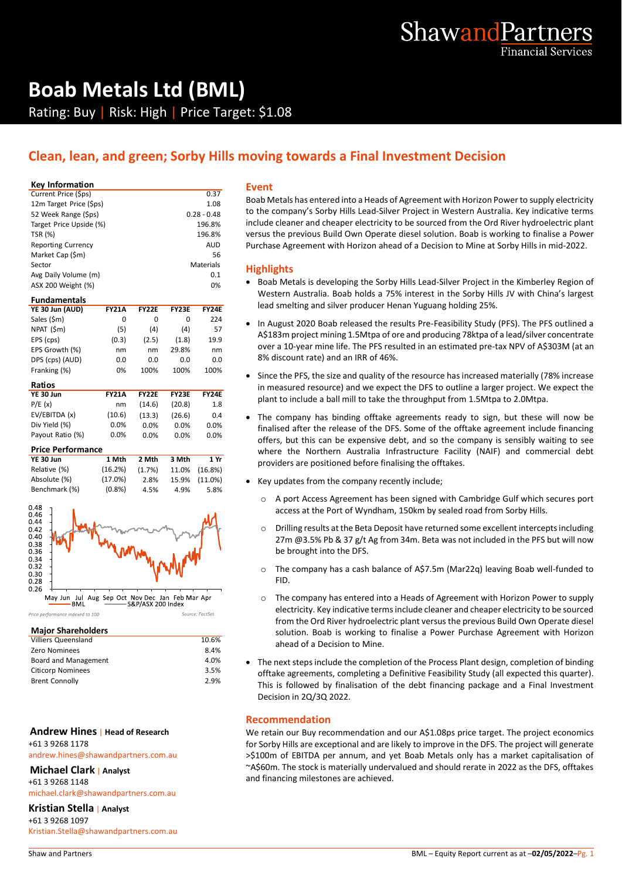# Boab Metals Ltd (BML)

Rating: Buy | Risk: High | Price Target: $1.08

## Clean, lean, and green; Sorby Hills moving towards a Final Investment Decision

### Key Information

| Key Information | |
|---|---|
| Current Price ($ps) | 0.37 |
| 12m Target Price ($ps) | 1.08 |
| 52 Week Range ($ps) | 0.28 - 0.48 |
| Target Price Upside (%) | 196.8% |
| TSR (%) | 196.8% |
| Reporting Currency | AUD |
| Market Cap ($m) | 56 |
| Sector | Materials |
| Avg Daily Volume (m) | 0.1 |
| ASX 200 Weight (%) | 0% |

### Fundamentals

| YE 30 Jun (AUD) | FY21A | FY22E | FY23E | FY24E |
|---|---|---|---|---|
| Sales ($m) | 0 | 0 | 0 | 224 |
| NPAT ($m) | (5) | (4) | (4) | 57 |
| EPS (cps) | (0.3) | (2.5) | (1.8) | 19.9 |
| EPS Growth (%) | nm | nm | 29.8% | nm |
| DPS (cps) (AUD) | 0.0 | 0.0 | 0.0 | 0.0 |
| Franking (%) | 0% | 100% | 100% | 100% |

### Ratios

| YE 30 Jun | FY21A | FY22E | FY23E | FY24E |
|---|---|---|---|---|
| P/E (x) | nm | (14.6) | (20.8) | 1.8 |
| EV/EBITDA (x) | (10.6) | (13.3) | (26.6) | 0.4 |
| Div Yield (%) | 0.0% | 0.0% | 0.0% | 0.0% |
| Payout Ratio (%) | 0.0% | 0.0% | 0.0% | 0.0% |

### Price Performance

| YE 30 Jun | 1 Mth | 2 Mth | 3 Mth | 1 Yr |
|---|---|---|---|---|
| Relative (%) | (16.2%) | (1.7%) | 11.0% | (16.8%) |
| Absolute (%) | (17.0%) | 2.8% | 15.9% | (11.0%) |
| Benchmark (%) | (0.8%) | 4.5% | 4.9% | 5.8% |

Price performance indexed to 100 — Source: FactSet

### Major Shareholders

| Major Shareholders | |
|---|---|
| Villiers Queensland | 10.6% |
| Zero Nominees | 8.4% |
| Board and Management | 4.0% |
| Citicorp Nominees | 3.5% |
| Brent Connolly | 2.9% |

**Andrew Hines** | Head of Research
+61 3 9268 1178
andrew.hines@shawandpartners.com.au

**Michael Clark** | Analyst
+61 3 9268 1148
michael.clark@shawandpartners.com.au

**Kristian Stella** | Analyst
+61 3 9268 1097
Kristian.Stella@shawandpartners.com.au

### Event

Boab Metals has entered into a Heads of Agreement with Horizon Power to supply electricity to the company's Sorby Hills Lead-Silver Project in Western Australia. Key indicative terms include cleaner and cheaper electricity to be sourced from the Ord River hydroelectric plant versus the previous Build Own Operate diesel solution. Boab is working to finalise a Power Purchase Agreement with Horizon ahead of a Decision to Mine at Sorby Hills in mid-2022.

### Highlights

- Boab Metals is developing the Sorby Hills Lead-Silver Project in the Kimberley Region of Western Australia. Boab holds a 75% interest in the Sorby Hills JV with China's largest lead smelting and silver producer Henan Yuguang holding 25%.
- In August 2020 Boab released the results Pre-Feasibility Study (PFS). The PFS outlined a A$183m project mining 1.5Mtpa of ore and producing 78ktpa of a lead/silver concentrate over a 10-year mine life. The PFS resulted in an estimated pre-tax NPV of A$303M (at an 8% discount rate) and an IRR of 46%.
- Since the PFS, the size and quality of the resource has increased materially (78% increase in measured resource) and we expect the DFS to outline a larger project. We expect the plant to include a ball mill to take the throughput from 1.5Mtpa to 2.0Mtpa.
- The company has binding offtake agreements ready to sign, but these will now be finalised after the release of the DFS. Some of the offtake agreement include financing offers, but this can be expensive debt, and so the company is sensibly waiting to see where the Northern Australia Infrastructure Facility (NAIF) and commercial debt providers are positioned before finalising the offtakes.
- Key updates from the company recently include;
  - A port Access Agreement has been signed with Cambridge Gulf which secures port access at the Port of Wyndham, 150km by sealed road from Sorby Hills.
  - Drilling results at the Beta Deposit have returned some excellent intercepts including 27m @3.5% Pb & 37 g/t Ag from 34m. Beta was not included in the PFS but will now be brought into the DFS.
  - The company has a cash balance of A$7.5m (Mar22q) leaving Boab well-funded to FID.
  - The company has entered into a Heads of Agreement with Horizon Power to supply electricity. Key indicative terms include cleaner and cheaper electricity to be sourced from the Ord River hydroelectric plant versus the previous Build Own Operate diesel solution. Boab is working to finalise a Power Purchase Agreement with Horizon ahead of a Decision to Mine.
- The next steps include the completion of the Process Plant design, completion of binding offtake agreements, completing a Definitive Feasibility Study (all expected this quarter). This is followed by finalisation of the debt financing package and a Final Investment Decision in 2Q/3Q 2022.

### Recommendation

We retain our Buy recommendation and our A$1.08ps price target. The project economics for Sorby Hills are exceptional and are likely to improve in the DFS. The project will generate >$100m of EBITDA per annum, and yet Boab Metals only has a market capitalisation of ~A$60m. The stock is materially undervalued and should rerate in 2022 as the DFS, offtakes and financing milestones are achieved.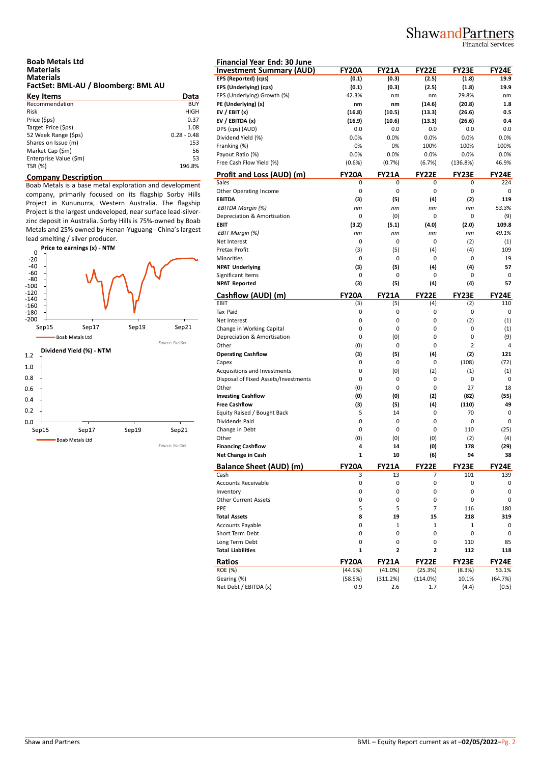**Boab Metals Ltd**
**Materials**
**Materials**
**FactSet: BML-AU / Bloomberg: BML AU**

| Key Items | Data |
|---|---|
| Recommendation | BUY |
| Risk | HIGH |
| Price ($ps) | 0.37 |
| Target Price ($ps) | 1.08 |
| 52 Week Range ($ps) | 0.28 - 0.48 |
| Shares on Issue (m) | 153 |
| Market Cap ($m) | 56 |
| Enterprise Value ($m) | 53 |
| TSR (%) | 196.8% |

## Company Description

Boab Metals is a base metal exploration and development company, primarily focused on its flagship Sorby Hills Project in Kununurra, Western Australia. The flagship Project is the largest undeveloped, near surface lead-silver-zinc deposit in Australia. Sorby Hills is 75%-owned by Boab Metals and 25% owned by Henan-Yuguang - China's largest lead smelting / silver producer.

**Price to earnings (x) - NTM**

Source: FactSet

**Dividend Yield (%) - NTM**

Source: FactSet

**Financial Year End: 30 June**

| Investment Summary (AUD) | FY20A | FY21A | FY22E | FY23E | FY24E |
|---|---|---|---|---|---|
| **EPS (Reported) (cps)** | **(0.1)** | **(0.3)** | **(2.5)** | **(1.8)** | **19.9** |
| **EPS (Underlying) (cps)** | **(0.1)** | **(0.3)** | **(2.5)** | **(1.8)** | **19.9** |
| EPS (Underlying) Growth (%) | 42.3% | nm | nm | 29.8% | nm |
| **PE (Underlying) (x)** | **nm** | **nm** | **(14.6)** | **(20.8)** | **1.8** |
| **EV / EBIT (x)** | **(16.8)** | **(10.5)** | **(13.3)** | **(26.6)** | **0.5** |
| **EV / EBITDA (x)** | **(16.9)** | **(10.6)** | **(13.3)** | **(26.6)** | **0.4** |
| DPS (cps) (AUD) | 0.0 | 0.0 | 0.0 | 0.0 | 0.0 |
| Dividend Yield (%) | 0.0% | 0.0% | 0.0% | 0.0% | 0.0% |
| Franking (%) | 0% | 0% | 100% | 100% | 100% |
| Payout Ratio (%) | 0.0% | 0.0% | 0.0% | 0.0% | 0.0% |
| Free Cash Flow Yield (%) | (0.6%) | (0.7%) | (6.7%) | (136.8%) | 46.9% |

| Profit and Loss (AUD) (m) | FY20A | FY21A | FY22E | FY23E | FY24E |
|---|---|---|---|---|---|
| Sales | 0 | 0 | 0 | 0 | 224 |
| Other Operating Income | 0 | 0 | 0 | 0 | 0 |
| **EBITDA** | **(3)** | **(5)** | **(4)** | **(2)** | **119** |
| *EBITDA Margin (%)* | *nm* | *nm* | *nm* | *nm* | *53.3%* |
| Depreciation & Amortisation | 0 | (0) | 0 | 0 | (9) |
| **EBIT** | **(3.2)** | **(5.1)** | **(4.0)** | **(2.0)** | **109.8** |
| *EBIT Margin (%)* | *nm* | *nm* | *nm* | *nm* | *49.1%* |
| Net Interest | 0 | 0 | 0 | (2) | (1) |
| Pretax Profit | (3) | (5) | (4) | (4) | 109 |
| Minorities | 0 | 0 | 0 | 0 | 19 |
| **NPAT Underlying** | **(3)** | **(5)** | **(4)** | **(4)** | **57** |
| Significant Items | 0 | 0 | 0 | 0 | 0 |
| **NPAT Reported** | **(3)** | **(5)** | **(4)** | **(4)** | **57** |

| Cashflow (AUD) (m) | FY20A | FY21A | FY22E | FY23E | FY24E |
|---|---|---|---|---|---|
| EBIT | (3) | (5) | (4) | (2) | 110 |
| Tax Paid | 0 | 0 | 0 | 0 | 0 |
| Net Interest | 0 | 0 | 0 | (2) | (1) |
| Change in Working Capital | 0 | 0 | 0 | 0 | (1) |
| Depreciation & Amortisation | 0 | (0) | 0 | 0 | (9) |
| Other | (0) | 0 | 0 | 2 | 4 |
| **Operating Cashflow** | **(3)** | **(5)** | **(4)** | **(2)** | **121** |
| Capex | 0 | 0 | 0 | (108) | (72) |
| Acquisitions and Investments | 0 | (0) | (2) | (1) | (1) |
| Disposal of Fixed Assets/Investments | 0 | 0 | 0 | 0 | 0 |
| Other | (0) | 0 | 0 | 27 | 18 |
| **Investing Cashflow** | **(0)** | **(0)** | **(2)** | **(82)** | **(55)** |
| **Free Cashflow** | **(3)** | **(5)** | **(4)** | **(110)** | **49** |
| Equity Raised / Bought Back | 5 | 14 | 0 | 70 | 0 |
| Dividends Paid | 0 | 0 | 0 | 0 | 0 |
| Change in Debt | 0 | 0 | 0 | 110 | (25) |
| Other | (0) | (0) | (0) | (2) | (4) |
| **Financing Cashflow** | **4** | **14** | **(0)** | **178** | **(29)** |
| **Net Change in Cash** | **1** | **10** | **(6)** | **94** | **38** |

| Balance Sheet (AUD) (m) | FY20A | FY21A | FY22E | FY23E | FY24E |
|---|---|---|---|---|---|
| Cash | 3 | 13 | 7 | 101 | 139 |
| Accounts Receivable | 0 | 0 | 0 | 0 | 0 |
| Inventory | 0 | 0 | 0 | 0 | 0 |
| Other Current Assets | 0 | 0 | 0 | 0 | 0 |
| PPE | 5 | 5 | 7 | 116 | 180 |
| **Total Assets** | **8** | **19** | **15** | **218** | **319** |
| Accounts Payable | 0 | 1 | 1 | 1 | 0 |
| Short Term Debt | 0 | 0 | 0 | 0 | 0 |
| Long Term Debt | 0 | 0 | 0 | 110 | 85 |
| **Total Liabilities** | **1** | **2** | **2** | **112** | **118** |

| Ratios | FY20A | FY21A | FY22E | FY23E | FY24E |
|---|---|---|---|---|---|
| ROE (%) | (44.9%) | (41.0%) | (25.3%) | (8.3%) | 53.1% |
| Gearing (%) | (58.5%) | (311.2%) | (114.0%) | 10.1% | (64.7%) |
| Net Debt / EBITDA (x) | 0.9 | 2.6 | 1.7 | (4.4) | (0.5) |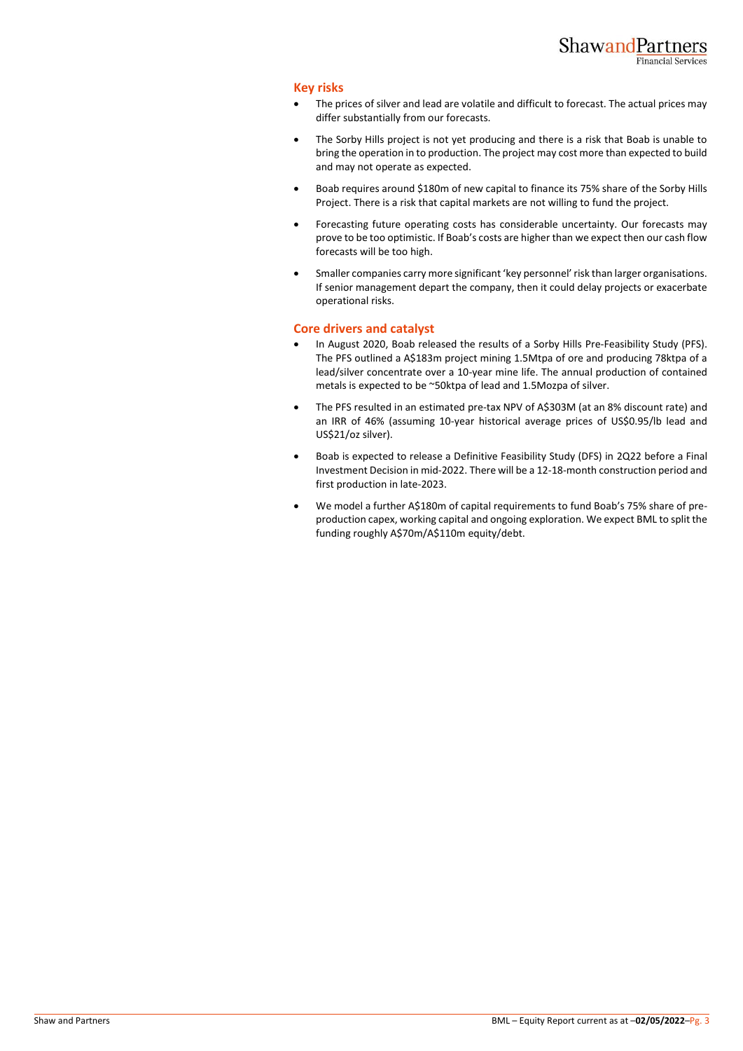## Key risks

- The prices of silver and lead are volatile and difficult to forecast. The actual prices may differ substantially from our forecasts.
- The Sorby Hills project is not yet producing and there is a risk that Boab is unable to bring the operation in to production. The project may cost more than expected to build and may not operate as expected.
- Boab requires around $180m of new capital to finance its 75% share of the Sorby Hills Project. There is a risk that capital markets are not willing to fund the project.
- Forecasting future operating costs has considerable uncertainty. Our forecasts may prove to be too optimistic. If Boab's costs are higher than we expect then our cash flow forecasts will be too high.
- Smaller companies carry more significant 'key personnel' risk than larger organisations. If senior management depart the company, then it could delay projects or exacerbate operational risks.

## Core drivers and catalyst

- In August 2020, Boab released the results of a Sorby Hills Pre-Feasibility Study (PFS). The PFS outlined a A$183m project mining 1.5Mtpa of ore and producing 78ktpa of a lead/silver concentrate over a 10-year mine life. The annual production of contained metals is expected to be ~50ktpa of lead and 1.5Mozpa of silver.
- The PFS resulted in an estimated pre-tax NPV of A$303M (at an 8% discount rate) and an IRR of 46% (assuming 10-year historical average prices of US$0.95/lb lead and US$21/oz silver).
- Boab is expected to release a Definitive Feasibility Study (DFS) in 2Q22 before a Final Investment Decision in mid-2022. There will be a 12-18-month construction period and first production in late-2023.
- We model a further A$180m of capital requirements to fund Boab's 75% share of pre-production capex, working capital and ongoing exploration. We expect BML to split the funding roughly A$70m/A$110m equity/debt.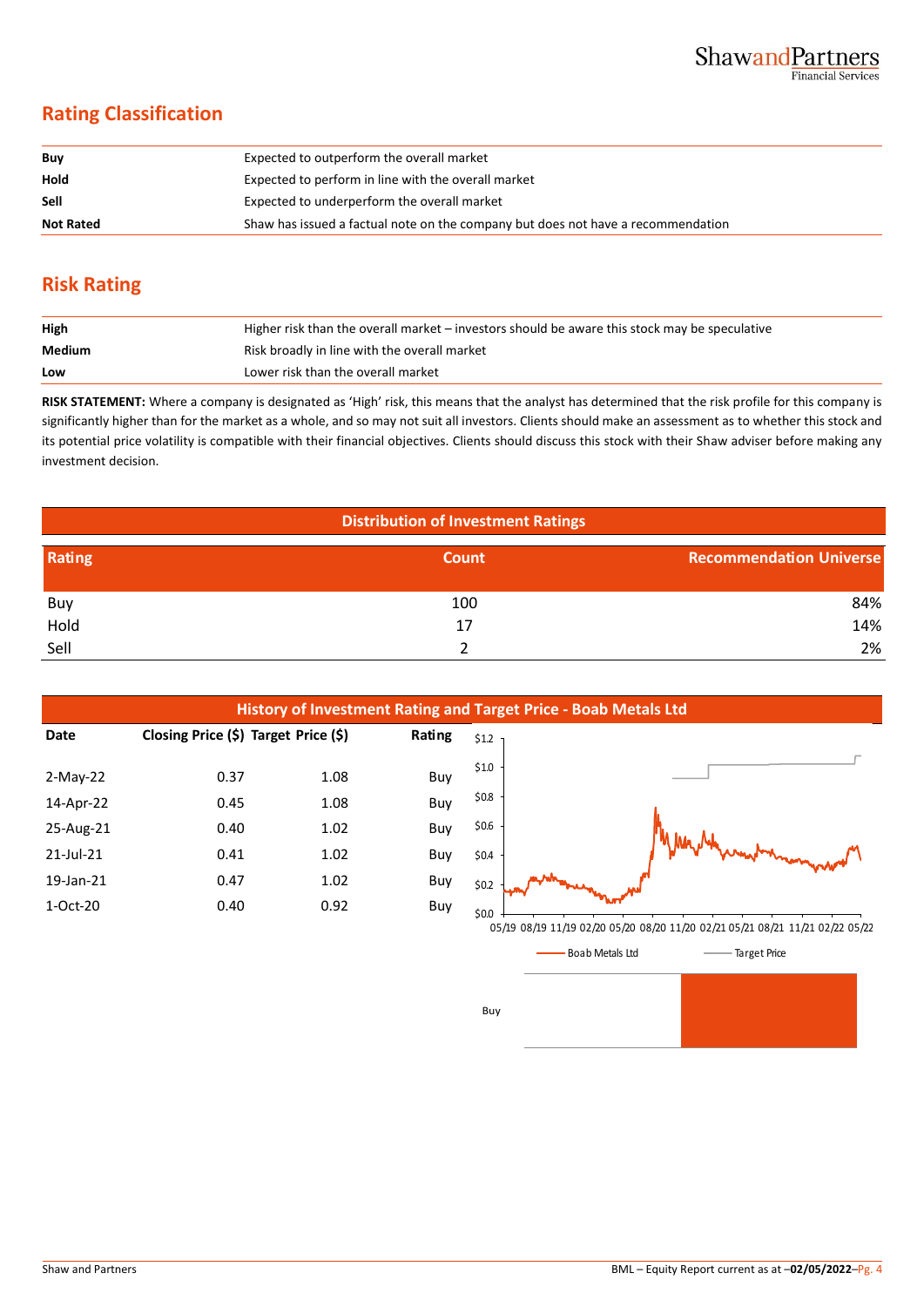## Rating Classification

| | |
|---|---|
| **Buy** | Expected to outperform the overall market |
| **Hold** | Expected to perform in line with the overall market |
| **Sell** | Expected to underperform the overall market |
| **Not Rated** | Shaw has issued a factual note on the company but does not have a recommendation |

## Risk Rating

| | |
|---|---|
| **High** | Higher risk than the overall market – investors should be aware this stock may be speculative |
| **Medium** | Risk broadly in line with the overall market |
| **Low** | Lower risk than the overall market |

**RISK STATEMENT:** Where a company is designated as 'High' risk, this means that the analyst has determined that the risk profile for this company is significantly higher than for the market as a whole, and so may not suit all investors. Clients should make an assessment as to whether this stock and its potential price volatility is compatible with their financial objectives. Clients should discuss this stock with their Shaw adviser before making any investment decision.

### Distribution of Investment Ratings

| Rating | Count | Recommendation Universe |
|---|---|---|
| Buy | 100 | 84% |
| Hold | 17 | 14% |
| Sell | 2 | 2% |

### History of Investment Rating and Target Price - Boab Metals Ltd

| Date | Closing Price ($) | Target Price ($) | Rating |
|---|---|---|---|
| 2-May-22 | 0.37 | 1.08 | Buy |
| 14-Apr-22 | 0.45 | 1.08 | Buy |
| 25-Aug-21 | 0.40 | 1.02 | Buy |
| 21-Jul-21 | 0.41 | 1.02 | Buy |
| 19-Jan-21 | 0.47 | 1.02 | Buy |
| 1-Oct-20 | 0.40 | 0.92 | Buy |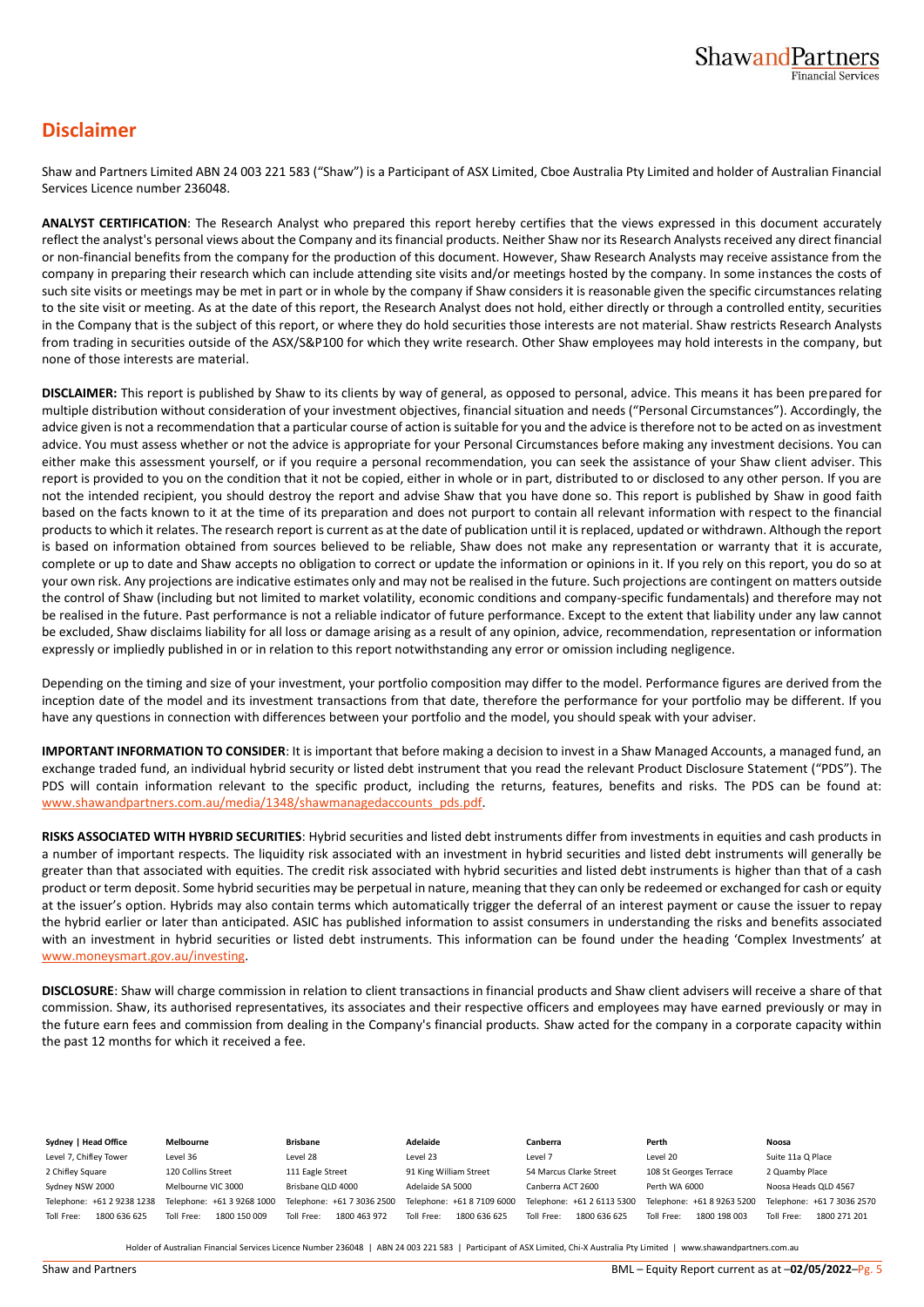# Disclaimer

Shaw and Partners Limited ABN 24 003 221 583 ("Shaw") is a Participant of ASX Limited, Cboe Australia Pty Limited and holder of Australian Financial Services Licence number 236048.

**ANALYST CERTIFICATION**: The Research Analyst who prepared this report hereby certifies that the views expressed in this document accurately reflect the analyst's personal views about the Company and its financial products. Neither Shaw nor its Research Analysts received any direct financial or non-financial benefits from the company for the production of this document. However, Shaw Research Analysts may receive assistance from the company in preparing their research which can include attending site visits and/or meetings hosted by the company. In some instances the costs of such site visits or meetings may be met in part or in whole by the company if Shaw considers it is reasonable given the specific circumstances relating to the site visit or meeting. As at the date of this report, the Research Analyst does not hold, either directly or through a controlled entity, securities in the Company that is the subject of this report, or where they do hold securities those interests are not material. Shaw restricts Research Analysts from trading in securities outside of the ASX/S&P100 for which they write research. Other Shaw employees may hold interests in the company, but none of those interests are material.

**DISCLAIMER:** This report is published by Shaw to its clients by way of general, as opposed to personal, advice. This means it has been prepared for multiple distribution without consideration of your investment objectives, financial situation and needs ("Personal Circumstances"). Accordingly, the advice given is not a recommendation that a particular course of action is suitable for you and the advice is therefore not to be acted on as investment advice. You must assess whether or not the advice is appropriate for your Personal Circumstances before making any investment decisions. You can either make this assessment yourself, or if you require a personal recommendation, you can seek the assistance of your Shaw client adviser. This report is provided to you on the condition that it not be copied, either in whole or in part, distributed to or disclosed to any other person. If you are not the intended recipient, you should destroy the report and advise Shaw that you have done so. This report is published by Shaw in good faith based on the facts known to it at the time of its preparation and does not purport to contain all relevant information with respect to the financial products to which it relates. The research report is current as at the date of publication until it is replaced, updated or withdrawn. Although the report is based on information obtained from sources believed to be reliable, Shaw does not make any representation or warranty that it is accurate, complete or up to date and Shaw accepts no obligation to correct or update the information or opinions in it. If you rely on this report, you do so at your own risk. Any projections are indicative estimates only and may not be realised in the future. Such projections are contingent on matters outside the control of Shaw (including but not limited to market volatility, economic conditions and company-specific fundamentals) and therefore may not be realised in the future. Past performance is not a reliable indicator of future performance. Except to the extent that liability under any law cannot be excluded, Shaw disclaims liability for all loss or damage arising as a result of any opinion, advice, recommendation, representation or information expressly or impliedly published in or in relation to this report notwithstanding any error or omission including negligence.

Depending on the timing and size of your investment, your portfolio composition may differ to the model. Performance figures are derived from the inception date of the model and its investment transactions from that date, therefore the performance for your portfolio may be different. If you have any questions in connection with differences between your portfolio and the model, you should speak with your adviser.

**IMPORTANT INFORMATION TO CONSIDER**: It is important that before making a decision to invest in a Shaw Managed Accounts, a managed fund, an exchange traded fund, an individual hybrid security or listed debt instrument that you read the relevant Product Disclosure Statement ("PDS"). The PDS will contain information relevant to the specific product, including the returns, features, benefits and risks. The PDS can be found at: www.shawandpartners.com.au/media/1348/shawmanagedaccounts_pds.pdf.

**RISKS ASSOCIATED WITH HYBRID SECURITIES**: Hybrid securities and listed debt instruments differ from investments in equities and cash products in a number of important respects. The liquidity risk associated with an investment in hybrid securities and listed debt instruments will generally be greater than that associated with equities. The credit risk associated with hybrid securities and listed debt instruments is higher than that of a cash product or term deposit. Some hybrid securities may be perpetual in nature, meaning that they can only be redeemed or exchanged for cash or equity at the issuer's option. Hybrids may also contain terms which automatically trigger the deferral of an interest payment or cause the issuer to repay the hybrid earlier or later than anticipated. ASIC has published information to assist consumers in understanding the risks and benefits associated with an investment in hybrid securities or listed debt instruments. This information can be found under the heading 'Complex Investments' at www.moneysmart.gov.au/investing.

**DISCLOSURE**: Shaw will charge commission in relation to client transactions in financial products and Shaw client advisers will receive a share of that commission. Shaw, its authorised representatives, its associates and their respective officers and employees may have earned previously or may in the future earn fees and commission from dealing in the Company's financial products. Shaw acted for the company in a corporate capacity within the past 12 months for which it received a fee.

| Sydney \| Head Office | Melbourne | Brisbane | Adelaide | Canberra | Perth | Noosa |
|---|---|---|---|---|---|---|
| Level 7, Chifley Tower | Level 36 | Level 28 | Level 23 | Level 7 | Level 20 | Suite 11a Q Place |
| 2 Chifley Square | 120 Collins Street | 111 Eagle Street | 91 King William Street | 54 Marcus Clarke Street | 108 St Georges Terrace | 2 Quamby Place |
| Sydney NSW 2000 | Melbourne VIC 3000 | Brisbane QLD 4000 | Adelaide SA 5000 | Canberra ACT 2600 | Perth WA 6000 | Noosa Heads QLD 4567 |
| Telephone: +61 2 9238 1238 | Telephone: +61 3 9268 1000 | Telephone: +61 7 3036 2500 | Telephone: +61 8 7109 6000 | Telephone: +61 2 6113 5300 | Telephone: +61 8 9263 5200 | Telephone: +61 7 3036 2570 |
| Toll Free: 1800 636 625 | Toll Free: 1800 150 009 | Toll Free: 1800 463 972 | Toll Free: 1800 636 625 | Toll Free: 1800 636 625 | Toll Free: 1800 198 003 | Toll Free: 1800 271 201 |

Holder of Australian Financial Services Licence Number 236048 | ABN 24 003 221 583 | Participant of ASX Limited, Chi-X Australia Pty Limited | www.shawandpartners.com.au